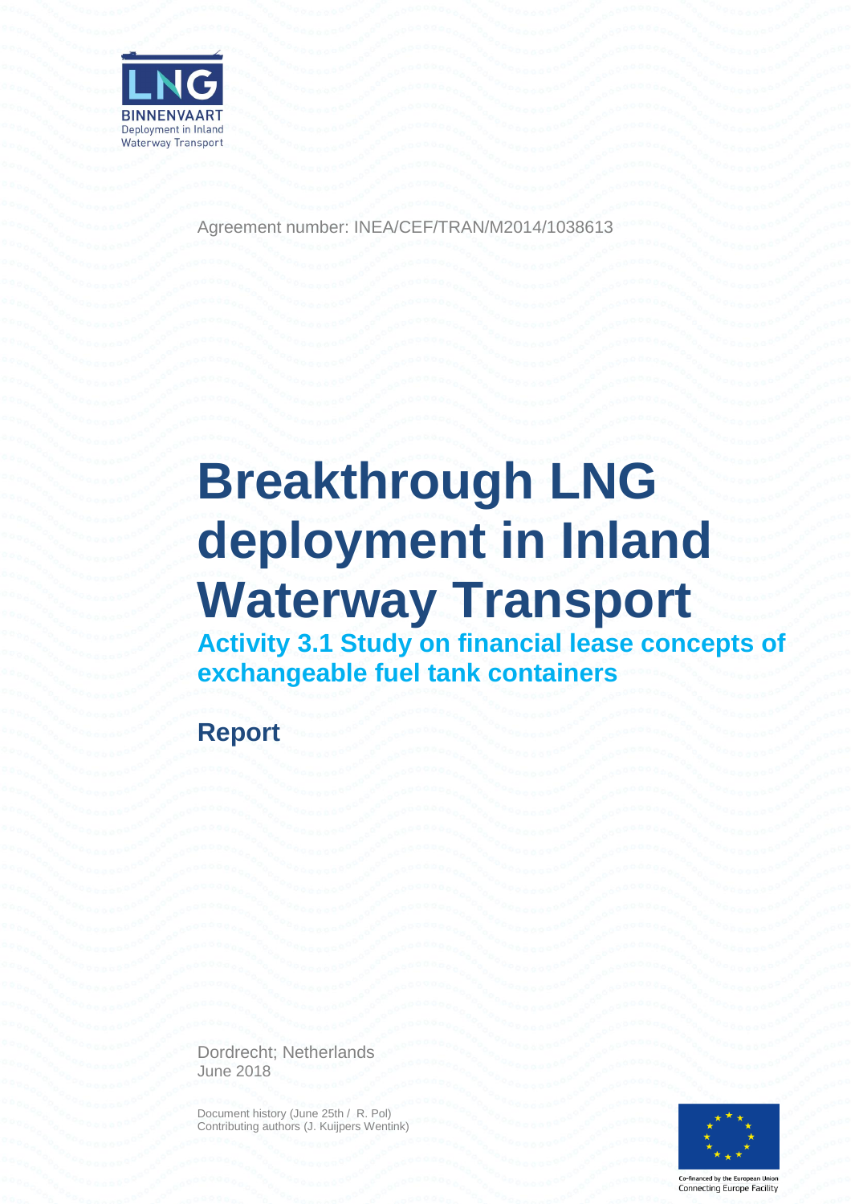LNG BINNENVAART Deployment in Inland Waterway Transport

Agreement number: INEA/CEF/TRAN/M2014/1038613

# Breakthrough LNG deployment in Inland Waterway Transport

## Activity 3.1 Study on financial lease concepts of exchangeable fuel tank containers

## Report

Dordrecht; Netherlands
June 2018

Document history (June 25th / R. Pol)
Contributing authors (J. Kuijpers Wentink)

Co-financed by the European Union
Connecting Europe Facility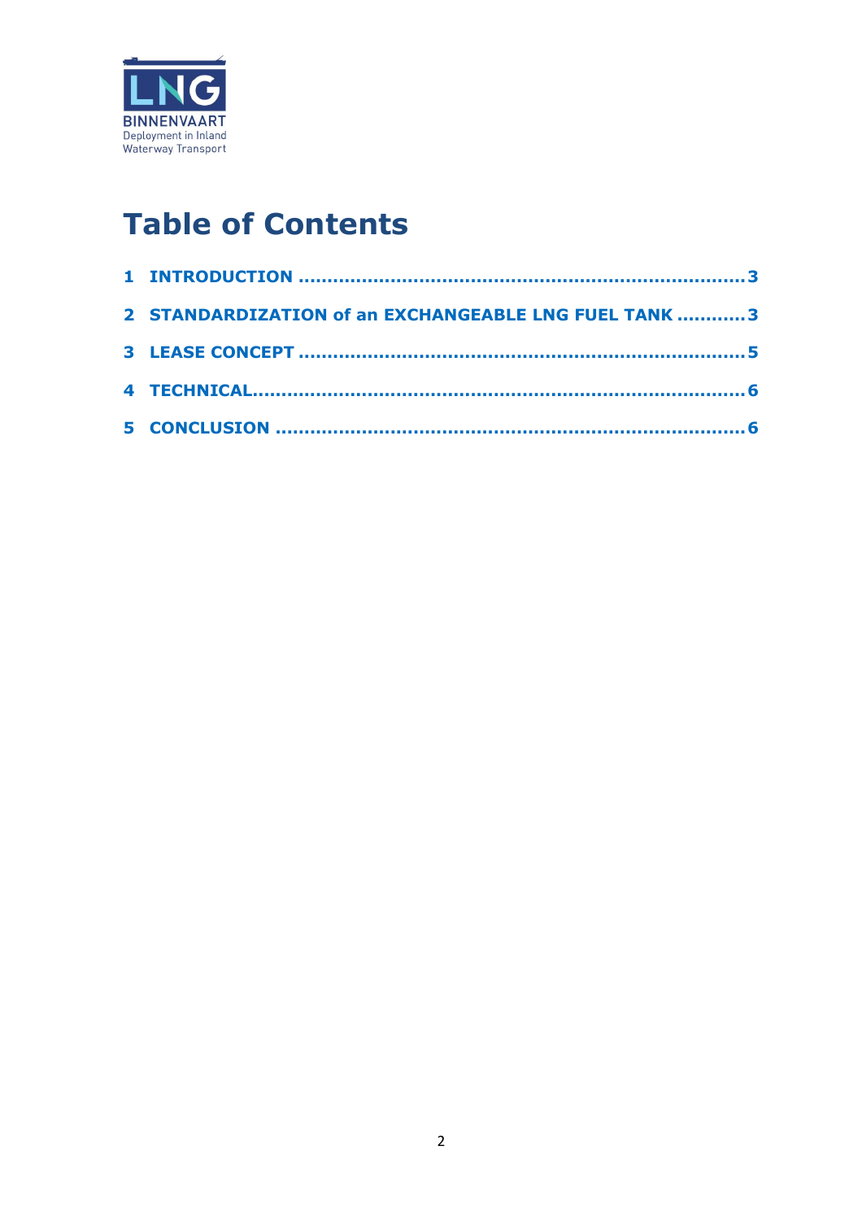# Table of Contents

1 INTRODUCTION ........................................................................ 3

2 STANDARDIZATION of an EXCHANGEABLE LNG FUEL TANK ........... 3

3 LEASE CONCEPT ...................................................................... 5

4 TECHNICAL.............................................................................. 6

5 CONCLUSION .......................................................................... 6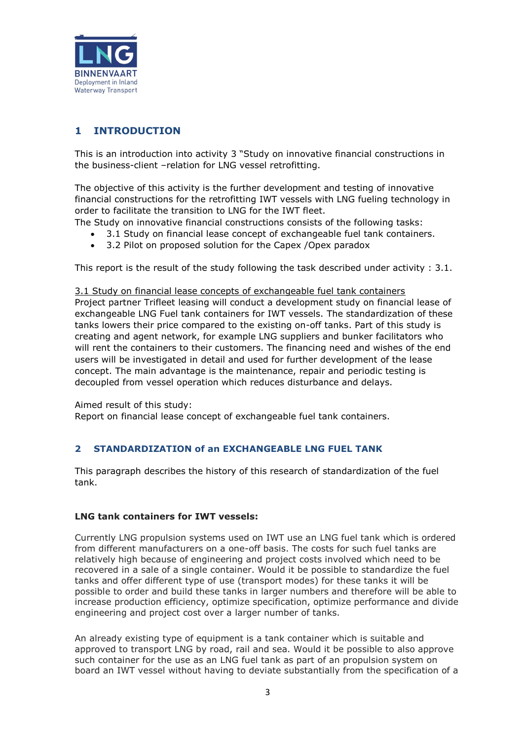## 1 INTRODUCTION

This is an introduction into activity 3 "Study on innovative financial constructions in the business-client –relation for LNG vessel retrofitting.

The objective of this activity is the further development and testing of innovative financial constructions for the retrofitting IWT vessels with LNG fueling technology in order to facilitate the transition to LNG for the IWT fleet.
The Study on innovative financial constructions consists of the following tasks:

- 3.1 Study on financial lease concept of exchangeable fuel tank containers.
- 3.2 Pilot on proposed solution for the Capex /Opex paradox

This report is the result of the study following the task described under activity : 3.1.

3.1 Study on financial lease concepts of exchangeable fuel tank containers
Project partner Trifleet leasing will conduct a development study on financial lease of exchangeable LNG Fuel tank containers for IWT vessels. The standardization of these tanks lowers their price compared to the existing on-off tanks. Part of this study is creating and agent network, for example LNG suppliers and bunker facilitators who will rent the containers to their customers. The financing need and wishes of the end users will be investigated in detail and used for further development of the lease concept. The main advantage is the maintenance, repair and periodic testing is decoupled from vessel operation which reduces disturbance and delays.

Aimed result of this study:
Report on financial lease concept of exchangeable fuel tank containers.

## 2 STANDARDIZATION of an EXCHANGEABLE LNG FUEL TANK

This paragraph describes the history of this research of standardization of the fuel tank.

**LNG tank containers for IWT vessels:**

Currently LNG propulsion systems used on IWT use an LNG fuel tank which is ordered from different manufacturers on a one-off basis. The costs for such fuel tanks are relatively high because of engineering and project costs involved which need to be recovered in a sale of a single container. Would it be possible to standardize the fuel tanks and offer different type of use (transport modes) for these tanks it will be possible to order and build these tanks in larger numbers and therefore will be able to increase production efficiency, optimize specification, optimize performance and divide engineering and project cost over a larger number of tanks.

An already existing type of equipment is a tank container which is suitable and approved to transport LNG by road, rail and sea. Would it be possible to also approve such container for the use as an LNG fuel tank as part of an propulsion system on board an IWT vessel without having to deviate substantially from the specification of a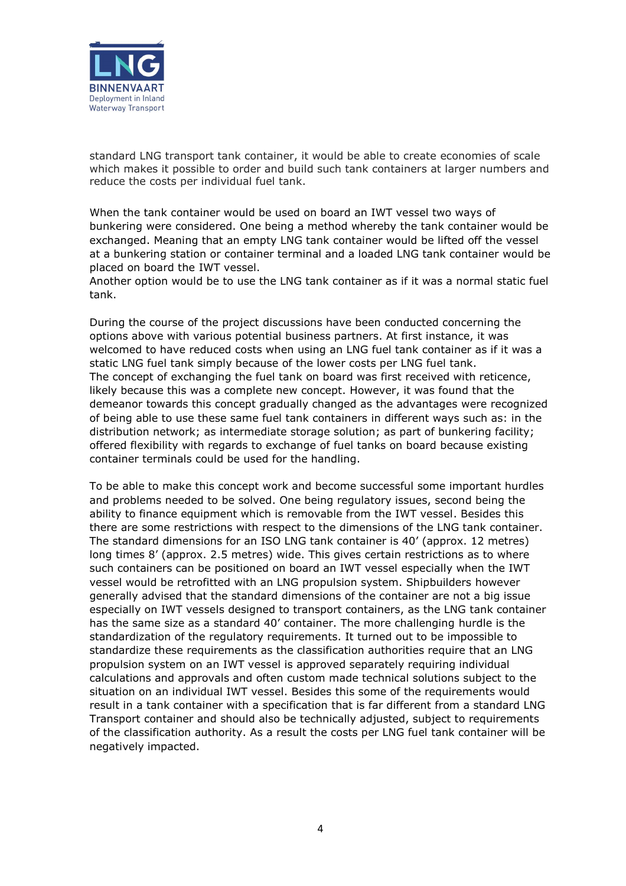standard LNG transport tank container, it would be able to create economies of scale which makes it possible to order and build such tank containers at larger numbers and reduce the costs per individual fuel tank.

When the tank container would be used on board an IWT vessel two ways of bunkering were considered. One being a method whereby the tank container would be exchanged. Meaning that an empty LNG tank container would be lifted off the vessel at a bunkering station or container terminal and a loaded LNG tank container would be placed on board the IWT vessel.
Another option would be to use the LNG tank container as if it was a normal static fuel tank.

During the course of the project discussions have been conducted concerning the options above with various potential business partners. At first instance, it was welcomed to have reduced costs when using an LNG fuel tank container as if it was a static LNG fuel tank simply because of the lower costs per LNG fuel tank.
The concept of exchanging the fuel tank on board was first received with reticence, likely because this was a complete new concept. However, it was found that the demeanor towards this concept gradually changed as the advantages were recognized of being able to use these same fuel tank containers in different ways such as: in the distribution network; as intermediate storage solution; as part of bunkering facility; offered flexibility with regards to exchange of fuel tanks on board because existing container terminals could be used for the handling.

To be able to make this concept work and become successful some important hurdles and problems needed to be solved. One being regulatory issues, second being the ability to finance equipment which is removable from the IWT vessel. Besides this there are some restrictions with respect to the dimensions of the LNG tank container. The standard dimensions for an ISO LNG tank container is 40’ (approx. 12 metres) long times 8’ (approx. 2.5 metres) wide. This gives certain restrictions as to where such containers can be positioned on board an IWT vessel especially when the IWT vessel would be retrofitted with an LNG propulsion system. Shipbuilders however generally advised that the standard dimensions of the container are not a big issue especially on IWT vessels designed to transport containers, as the LNG tank container has the same size as a standard 40’ container. The more challenging hurdle is the standardization of the regulatory requirements. It turned out to be impossible to standardize these requirements as the classification authorities require that an LNG propulsion system on an IWT vessel is approved separately requiring individual calculations and approvals and often custom made technical solutions subject to the situation on an individual IWT vessel. Besides this some of the requirements would result in a tank container with a specification that is far different from a standard LNG Transport container and should also be technically adjusted, subject to requirements of the classification authority. As a result the costs per LNG fuel tank container will be negatively impacted.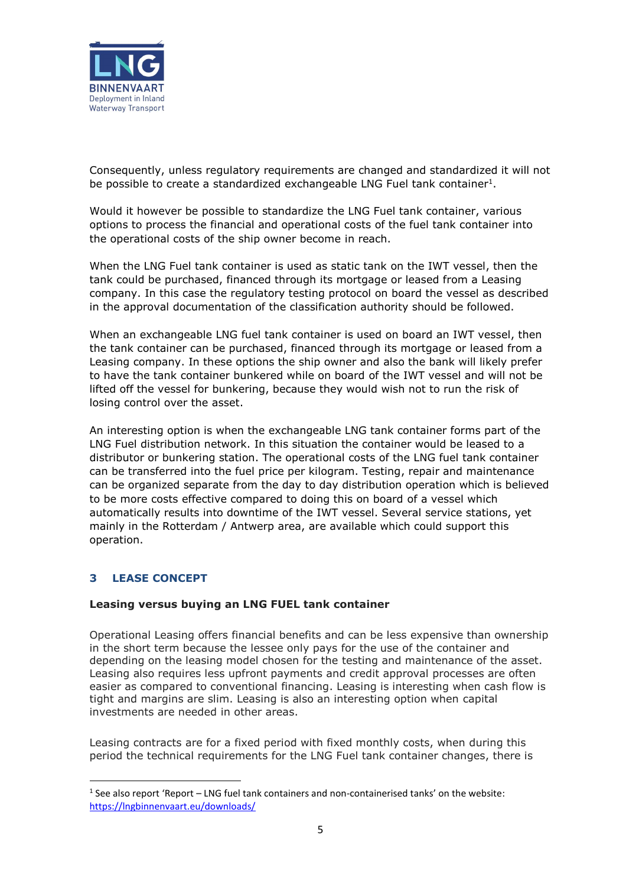Consequently, unless regulatory requirements are changed and standardized it will not be possible to create a standardized exchangeable LNG Fuel tank container[1].

Would it however be possible to standardize the LNG Fuel tank container, various options to process the financial and operational costs of the fuel tank container into the operational costs of the ship owner become in reach.

When the LNG Fuel tank container is used as static tank on the IWT vessel, then the tank could be purchased, financed through its mortgage or leased from a Leasing company. In this case the regulatory testing protocol on board the vessel as described in the approval documentation of the classification authority should be followed.

When an exchangeable LNG fuel tank container is used on board an IWT vessel, then the tank container can be purchased, financed through its mortgage or leased from a Leasing company. In these options the ship owner and also the bank will likely prefer to have the tank container bunkered while on board of the IWT vessel and will not be lifted off the vessel for bunkering, because they would wish not to run the risk of losing control over the asset.

An interesting option is when the exchangeable LNG tank container forms part of the LNG Fuel distribution network. In this situation the container would be leased to a distributor or bunkering station. The operational costs of the LNG fuel tank container can be transferred into the fuel price per kilogram. Testing, repair and maintenance can be organized separate from the day to day distribution operation which is believed to be more costs effective compared to doing this on board of a vessel which automatically results into downtime of the IWT vessel. Several service stations, yet mainly in the Rotterdam / Antwerp area, are available which could support this operation.

## 3 LEASE CONCEPT

**Leasing versus buying an LNG FUEL tank container**

Operational Leasing offers financial benefits and can be less expensive than ownership in the short term because the lessee only pays for the use of the container and depending on the leasing model chosen for the testing and maintenance of the asset. Leasing also requires less upfront payments and credit approval processes are often easier as compared to conventional financing. Leasing is interesting when cash flow is tight and margins are slim. Leasing is also an interesting option when capital investments are needed in other areas.

Leasing contracts are for a fixed period with fixed monthly costs, when during this period the technical requirements for the LNG Fuel tank container changes, there is

[1] See also report 'Report – LNG fuel tank containers and non-containerised tanks' on the website: https://lngbinnenvaart.eu/downloads/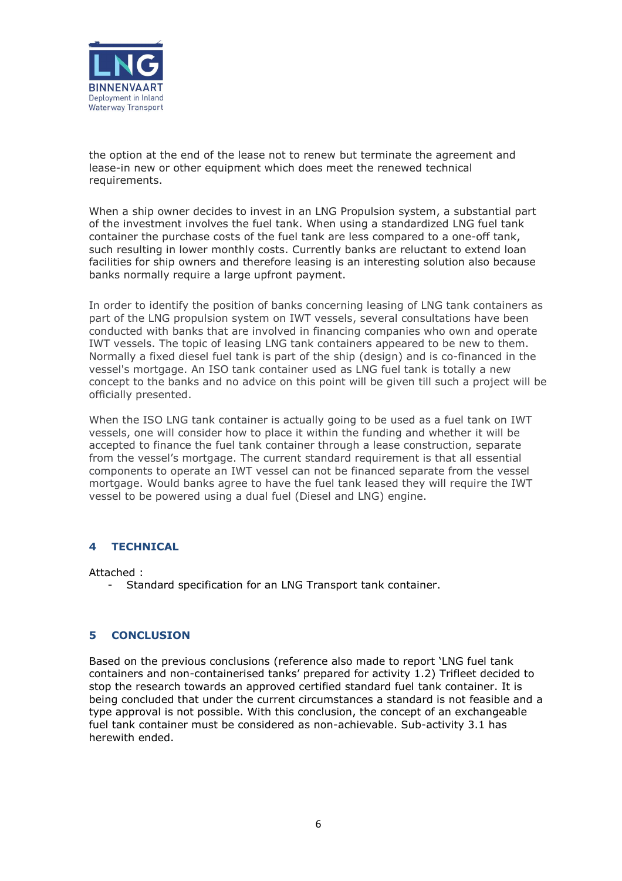the option at the end of the lease not to renew but terminate the agreement and lease-in new or other equipment which does meet the renewed technical requirements.

When a ship owner decides to invest in an LNG Propulsion system, a substantial part of the investment involves the fuel tank. When using a standardized LNG fuel tank container the purchase costs of the fuel tank are less compared to a one-off tank, such resulting in lower monthly costs. Currently banks are reluctant to extend loan facilities for ship owners and therefore leasing is an interesting solution also because banks normally require a large upfront payment.

In order to identify the position of banks concerning leasing of LNG tank containers as part of the LNG propulsion system on IWT vessels, several consultations have been conducted with banks that are involved in financing companies who own and operate IWT vessels. The topic of leasing LNG tank containers appeared to be new to them. Normally a fixed diesel fuel tank is part of the ship (design) and is co-financed in the vessel's mortgage. An ISO tank container used as LNG fuel tank is totally a new concept to the banks and no advice on this point will be given till such a project will be officially presented.

When the ISO LNG tank container is actually going to be used as a fuel tank on IWT vessels, one will consider how to place it within the funding and whether it will be accepted to finance the fuel tank container through a lease construction, separate from the vessel's mortgage. The current standard requirement is that all essential components to operate an IWT vessel can not be financed separate from the vessel mortgage. Would banks agree to have the fuel tank leased they will require the IWT vessel to be powered using a dual fuel (Diesel and LNG) engine.

## 4 TECHNICAL

Attached :

- Standard specification for an LNG Transport tank container.

## 5 CONCLUSION

Based on the previous conclusions (reference also made to report 'LNG fuel tank containers and non-containerised tanks' prepared for activity 1.2) Trifleet decided to stop the research towards an approved certified standard fuel tank container. It is being concluded that under the current circumstances a standard is not feasible and a type approval is not possible. With this conclusion, the concept of an exchangeable fuel tank container must be considered as non-achievable. Sub-activity 3.1 has herewith ended.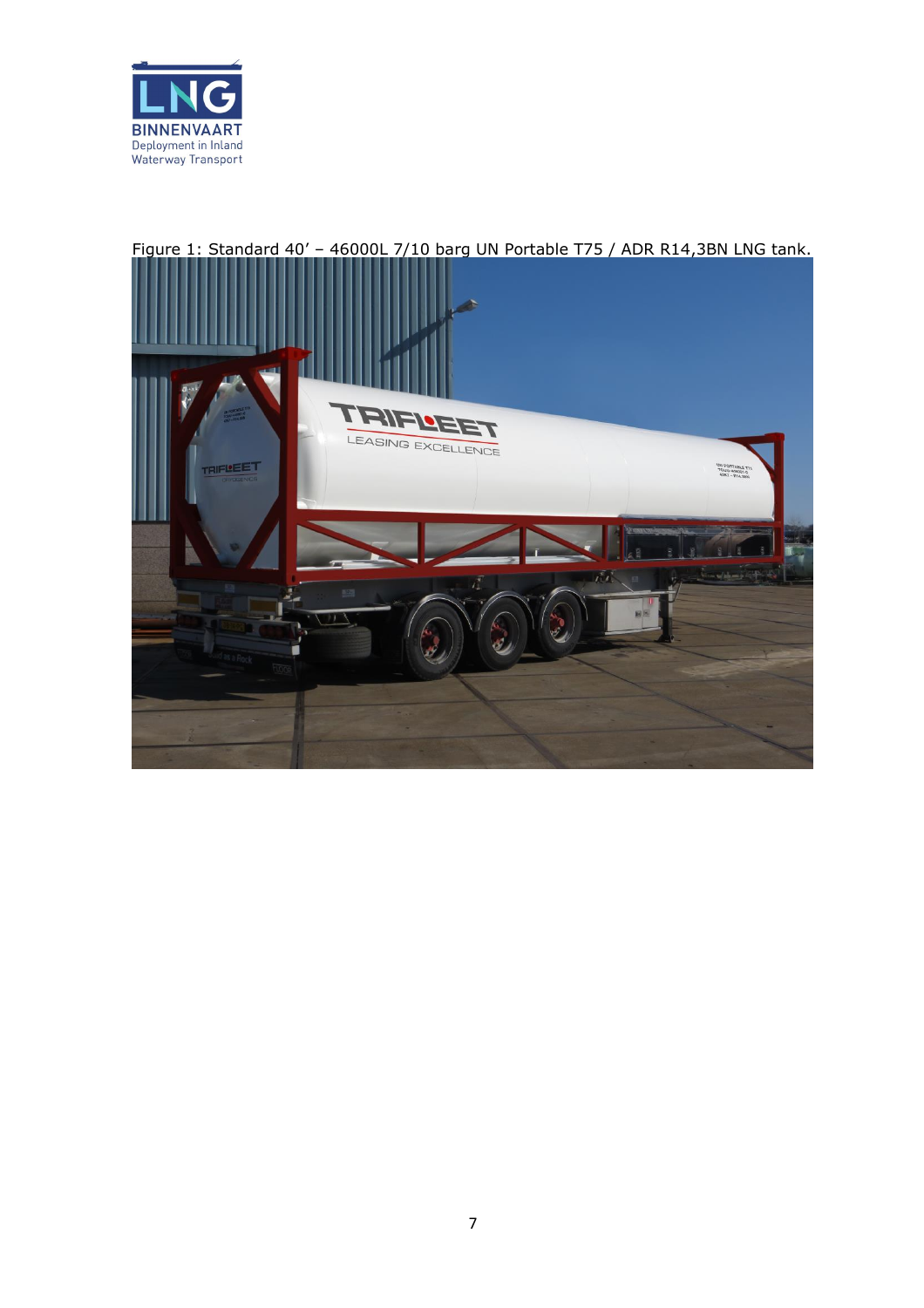Figure 1: Standard 40’ – 46000L 7/10 barg UN Portable T75 / ADR R14,3BN LNG tank.